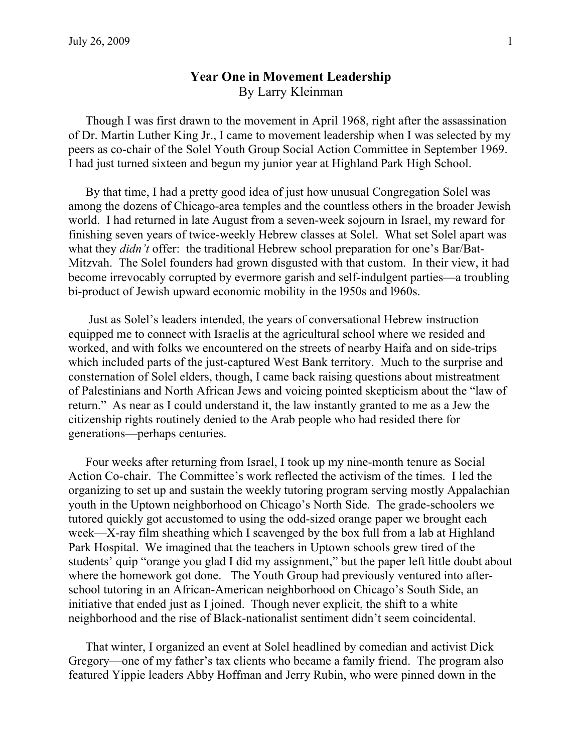# Year One in Movement Leadership

By Larry Kleinman

Though I was first drawn to the movement in April 1968, right after the assassination of Dr. Martin Luther King Jr., I came to movement leadership when I was selected by my peers as co-chair of the Solel Youth Group Social Action Committee in September 1969. I had just turned sixteen and begun my junior year at Highland Park High School.

By that time, I had a pretty good idea of just how unusual Congregation Solel was among the dozens of Chicago-area temples and the countless others in the broader Jewish world. I had returned in late August from a seven-week sojourn in Israel, my reward for finishing seven years of twice-weekly Hebrew classes at Solel. What set Solel apart was what they *didn't* offer: the traditional Hebrew school preparation for one's Bar/Bat-Mitzvah. The Solel founders had grown disgusted with that custom. In their view, it had become irrevocably corrupted by evermore garish and self-indulgent parties—a troubling bi-product of Jewish upward economic mobility in the l950s and l960s.

Just as Solel's leaders intended, the years of conversational Hebrew instruction equipped me to connect with Israelis at the agricultural school where we resided and worked, and with folks we encountered on the streets of nearby Haifa and on side-trips which included parts of the just-captured West Bank territory. Much to the surprise and consternation of Solel elders, though, I came back raising questions about mistreatment of Palestinians and North African Jews and voicing pointed skepticism about the "law of return." As near as I could understand it, the law instantly granted to me as a Jew the citizenship rights routinely denied to the Arab people who had resided there for generations—perhaps centuries.

Four weeks after returning from Israel, I took up my nine-month tenure as Social Action Co-chair. The Committee's work reflected the activism of the times. I led the organizing to set up and sustain the weekly tutoring program serving mostly Appalachian youth in the Uptown neighborhood on Chicago's North Side. The grade-schoolers we tutored quickly got accustomed to using the odd-sized orange paper we brought each week—X-ray film sheathing which I scavenged by the box full from a lab at Highland Park Hospital. We imagined that the teachers in Uptown schools grew tired of the students' quip "orange you glad I did my assignment," but the paper left little doubt about where the homework got done. The Youth Group had previously ventured into after-school tutoring in an African-American neighborhood on Chicago's South Side, an initiative that ended just as I joined. Though never explicit, the shift to a white neighborhood and the rise of Black-nationalist sentiment didn't seem coincidental.

That winter, I organized an event at Solel headlined by comedian and activist Dick Gregory—one of my father's tax clients who became a family friend. The program also featured Yippie leaders Abby Hoffman and Jerry Rubin, who were pinned down in the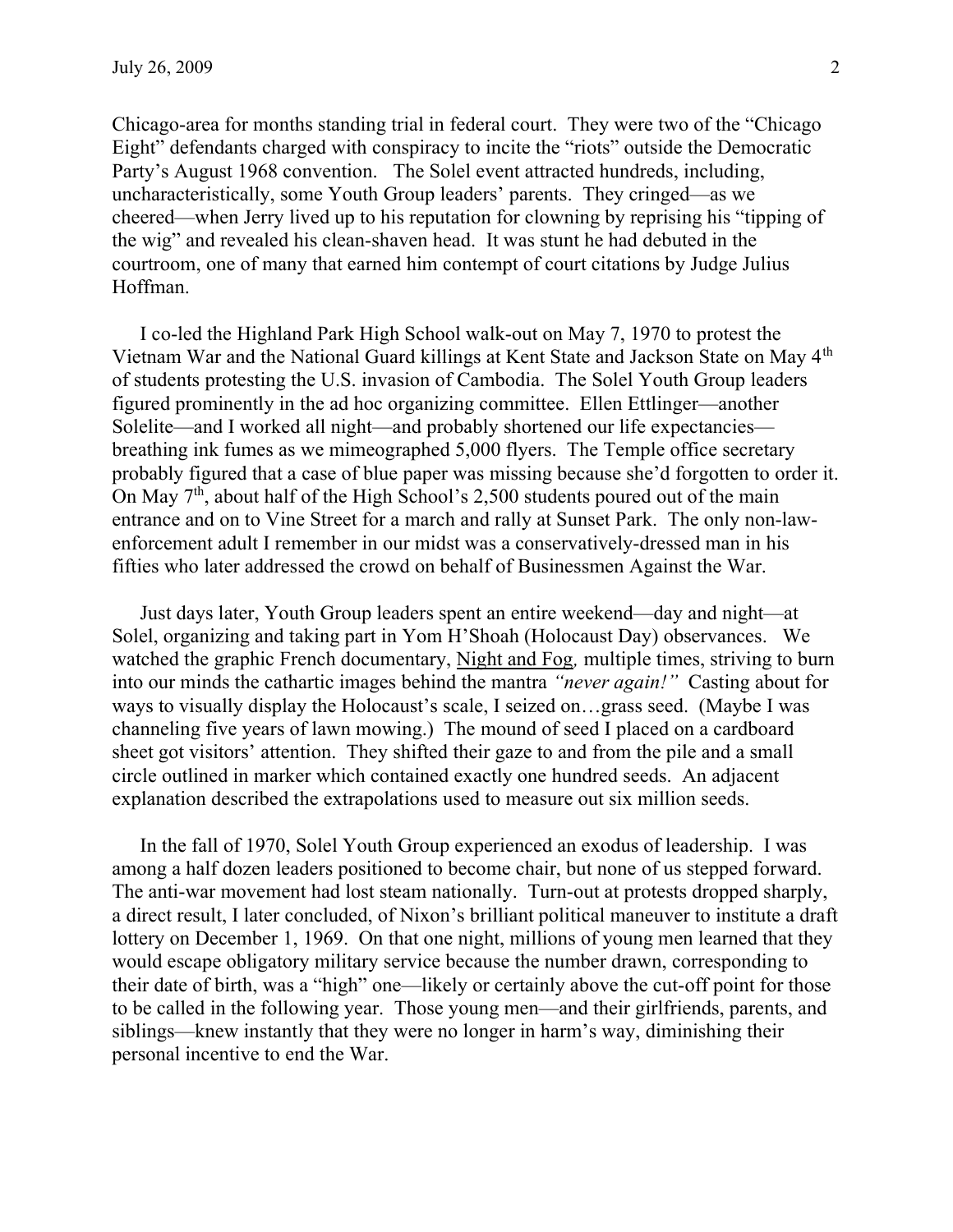Chicago-area for months standing trial in federal court. They were two of the "Chicago Eight" defendants charged with conspiracy to incite the "riots" outside the Democratic Party's August 1968 convention. The Solel event attracted hundreds, including, uncharacteristically, some Youth Group leaders' parents. They cringed—as we cheered—when Jerry lived up to his reputation for clowning by reprising his "tipping of the wig" and revealed his clean-shaven head. It was stunt he had debuted in the courtroom, one of many that earned him contempt of court citations by Judge Julius Hoffman.

I co-led the Highland Park High School walk-out on May 7, 1970 to protest the Vietnam War and the National Guard killings at Kent State and Jackson State on May 4th of students protesting the U.S. invasion of Cambodia. The Solel Youth Group leaders figured prominently in the ad hoc organizing committee. Ellen Ettlinger—another Solelite—and I worked all night—and probably shortened our life expectancies—breathing ink fumes as we mimeographed 5,000 flyers. The Temple office secretary probably figured that a case of blue paper was missing because she'd forgotten to order it. On May 7th, about half of the High School's 2,500 students poured out of the main entrance and on to Vine Street for a march and rally at Sunset Park. The only non-law-enforcement adult I remember in our midst was a conservatively-dressed man in his fifties who later addressed the crowd on behalf of Businessmen Against the War.

Just days later, Youth Group leaders spent an entire weekend—day and night—at Solel, organizing and taking part in Yom H'Shoah (Holocaust Day) observances. We watched the graphic French documentary, Night and Fog*,* multiple times, striving to burn into our minds the cathartic images behind the mantra *"never again!"* Casting about for ways to visually display the Holocaust's scale, I seized on…grass seed. (Maybe I was channeling five years of lawn mowing.) The mound of seed I placed on a cardboard sheet got visitors' attention. They shifted their gaze to and from the pile and a small circle outlined in marker which contained exactly one hundred seeds. An adjacent explanation described the extrapolations used to measure out six million seeds.

In the fall of 1970, Solel Youth Group experienced an exodus of leadership. I was among a half dozen leaders positioned to become chair, but none of us stepped forward. The anti-war movement had lost steam nationally. Turn-out at protests dropped sharply, a direct result, I later concluded, of Nixon's brilliant political maneuver to institute a draft lottery on December 1, 1969. On that one night, millions of young men learned that they would escape obligatory military service because the number drawn, corresponding to their date of birth, was a "high" one—likely or certainly above the cut-off point for those to be called in the following year. Those young men—and their girlfriends, parents, and siblings—knew instantly that they were no longer in harm's way, diminishing their personal incentive to end the War.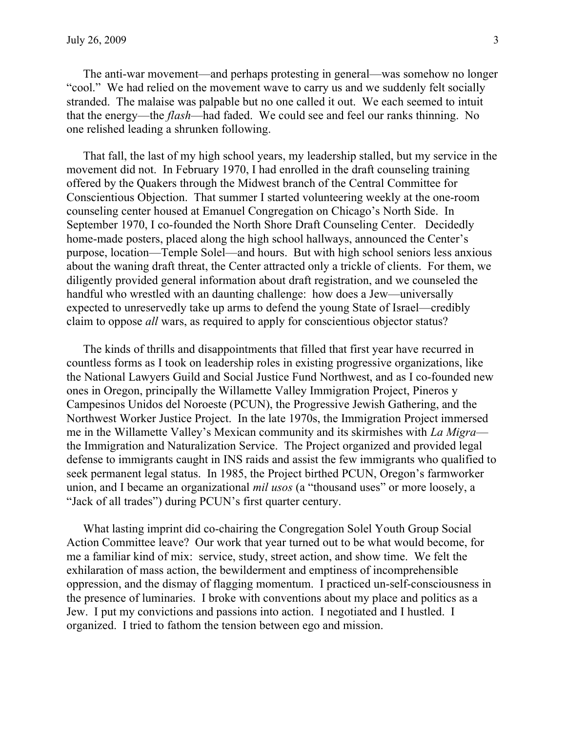The anti-war movement—and perhaps protesting in general—was somehow no longer "cool." We had relied on the movement wave to carry us and we suddenly felt socially stranded. The malaise was palpable but no one called it out. We each seemed to intuit that the energy—the *flash*—had faded. We could see and feel our ranks thinning. No one relished leading a shrunken following.

That fall, the last of my high school years, my leadership stalled, but my service in the movement did not. In February 1970, I had enrolled in the draft counseling training offered by the Quakers through the Midwest branch of the Central Committee for Conscientious Objection. That summer I started volunteering weekly at the one-room counseling center housed at Emanuel Congregation on Chicago's North Side. In September 1970, I co-founded the North Shore Draft Counseling Center. Decidedly home-made posters, placed along the high school hallways, announced the Center's purpose, location—Temple Solel—and hours. But with high school seniors less anxious about the waning draft threat, the Center attracted only a trickle of clients. For them, we diligently provided general information about draft registration, and we counseled the handful who wrestled with an daunting challenge: how does a Jew—universally expected to unreservedly take up arms to defend the young State of Israel—credibly claim to oppose *all* wars, as required to apply for conscientious objector status?

The kinds of thrills and disappointments that filled that first year have recurred in countless forms as I took on leadership roles in existing progressive organizations, like the National Lawyers Guild and Social Justice Fund Northwest, and as I co-founded new ones in Oregon, principally the Willamette Valley Immigration Project, Pineros y Campesinos Unidos del Noroeste (PCUN), the Progressive Jewish Gathering, and the Northwest Worker Justice Project. In the late 1970s, the Immigration Project immersed me in the Willamette Valley's Mexican community and its skirmishes with *La Migra*—the Immigration and Naturalization Service. The Project organized and provided legal defense to immigrants caught in INS raids and assist the few immigrants who qualified to seek permanent legal status. In 1985, the Project birthed PCUN, Oregon's farmworker union, and I became an organizational *mil usos* (a "thousand uses" or more loosely, a "Jack of all trades") during PCUN's first quarter century.

What lasting imprint did co-chairing the Congregation Solel Youth Group Social Action Committee leave? Our work that year turned out to be what would become, for me a familiar kind of mix: service, study, street action, and show time. We felt the exhilaration of mass action, the bewilderment and emptiness of incomprehensible oppression, and the dismay of flagging momentum. I practiced un-self-consciousness in the presence of luminaries. I broke with conventions about my place and politics as a Jew. I put my convictions and passions into action. I negotiated and I hustled. I organized. I tried to fathom the tension between ego and mission.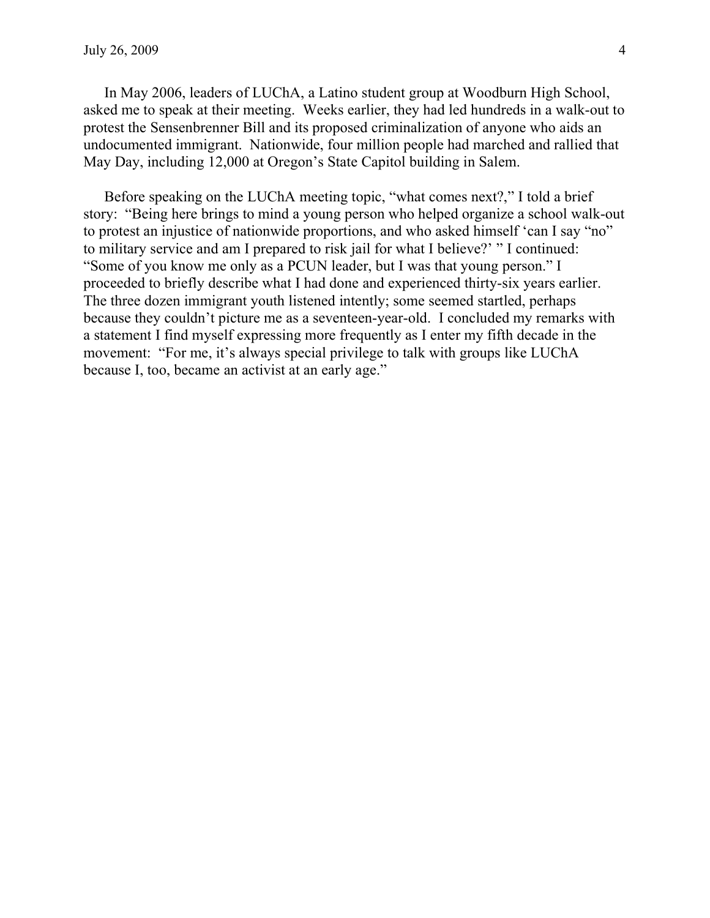In May 2006, leaders of LUChA, a Latino student group at Woodburn High School, asked me to speak at their meeting. Weeks earlier, they had led hundreds in a walk-out to protest the Sensenbrenner Bill and its proposed criminalization of anyone who aids an undocumented immigrant. Nationwide, four million people had marched and rallied that May Day, including 12,000 at Oregon's State Capitol building in Salem.

Before speaking on the LUChA meeting topic, "what comes next?," I told a brief story: "Being here brings to mind a young person who helped organize a school walk-out to protest an injustice of nationwide proportions, and who asked himself 'can I say "no" to military service and am I prepared to risk jail for what I believe?' " I continued: "Some of you know me only as a PCUN leader, but I was that young person." I proceeded to briefly describe what I had done and experienced thirty-six years earlier. The three dozen immigrant youth listened intently; some seemed startled, perhaps because they couldn't picture me as a seventeen-year-old. I concluded my remarks with a statement I find myself expressing more frequently as I enter my fifth decade in the movement: "For me, it's always special privilege to talk with groups like LUChA because I, too, became an activist at an early age."